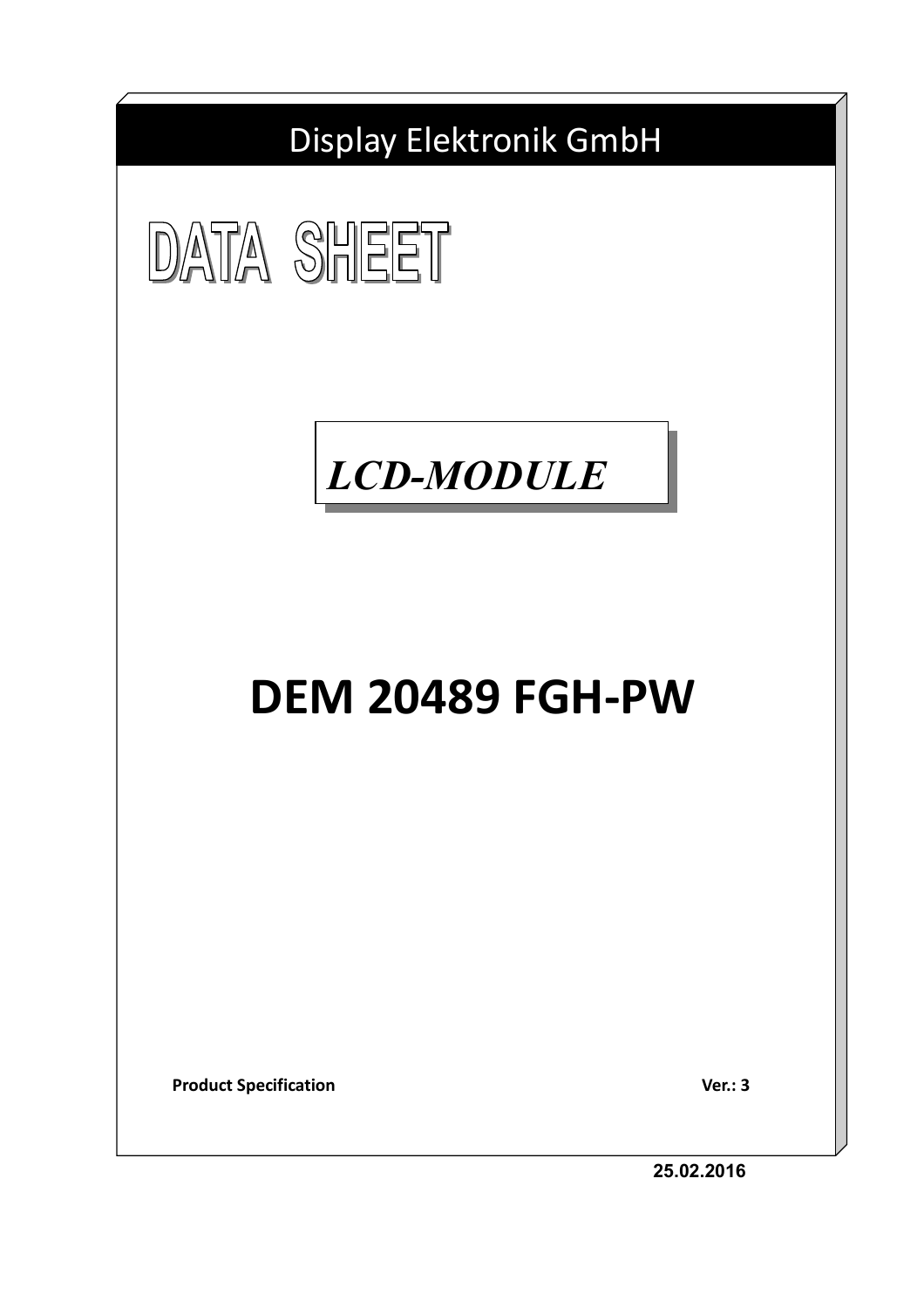Display Elektronik GmbH

# DATA SHEET

***LCD-MODULE***

# DEM 20489 FGH-PW

**Product Specification** **Ver.: 3**

**25.02.2016**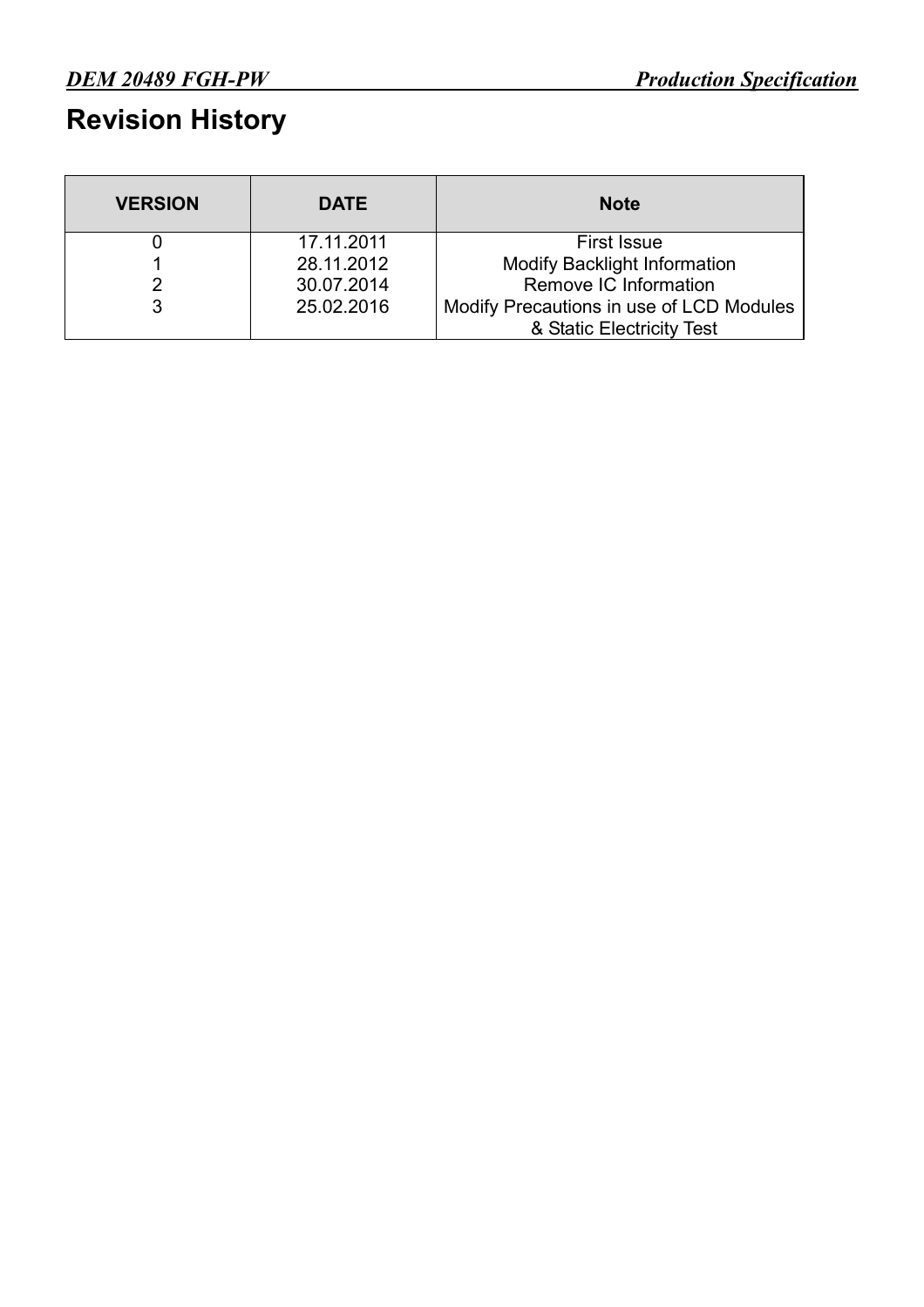# Revision History

| VERSION | DATE | Note |
|---|---|---|
| 0 | 17.11.2011 | First Issue |
| 1 | 28.11.2012 | Modify Backlight Information |
| 2 | 30.07.2014 | Remove IC Information |
| 3 | 25.02.2016 | Modify Precautions in use of LCD Modules & Static Electricity Test |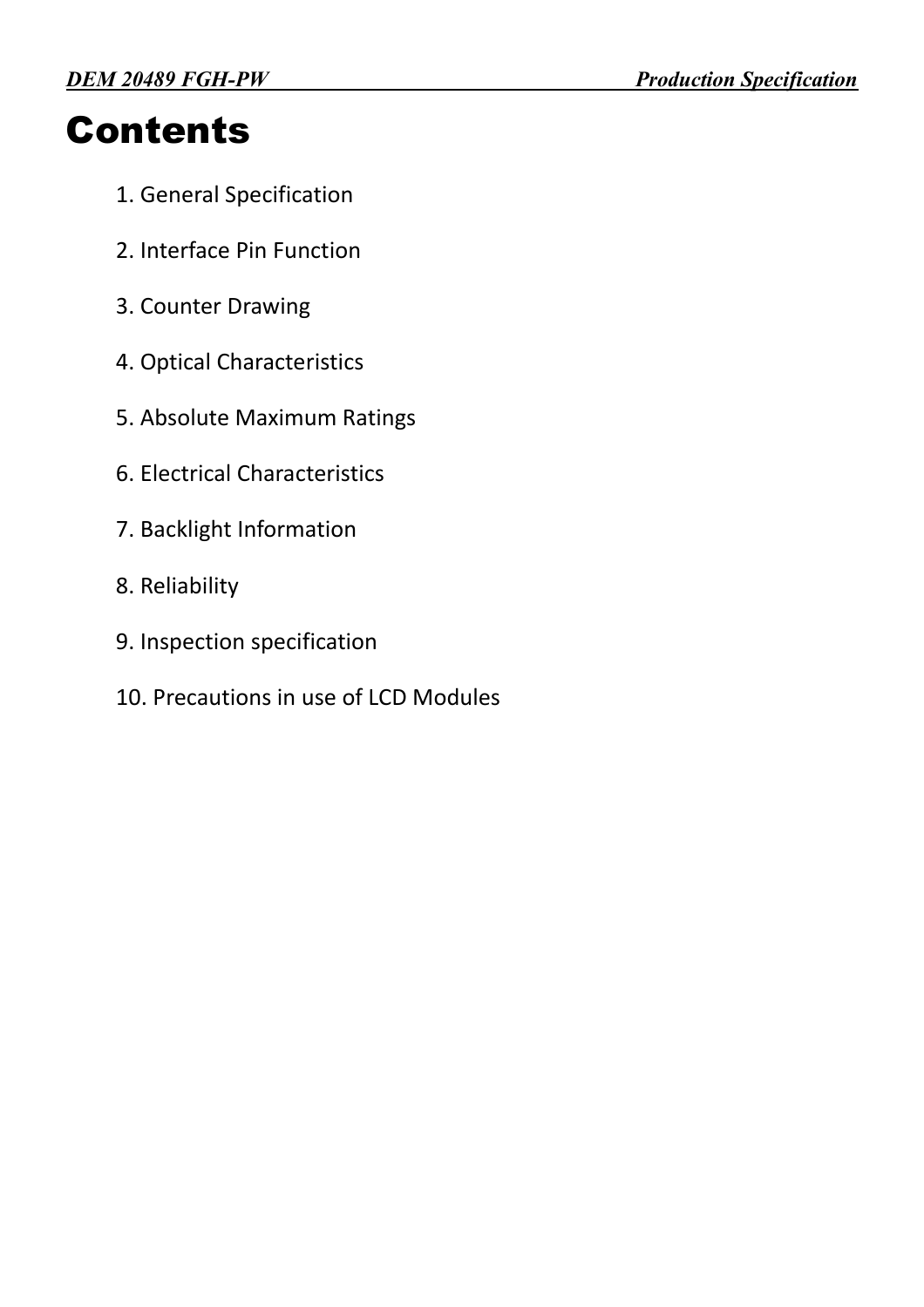# Contents

1. General Specification
2. Interface Pin Function
3. Counter Drawing
4. Optical Characteristics
5. Absolute Maximum Ratings
6. Electrical Characteristics
7. Backlight Information
8. Reliability
9. Inspection specification
10. Precautions in use of LCD Modules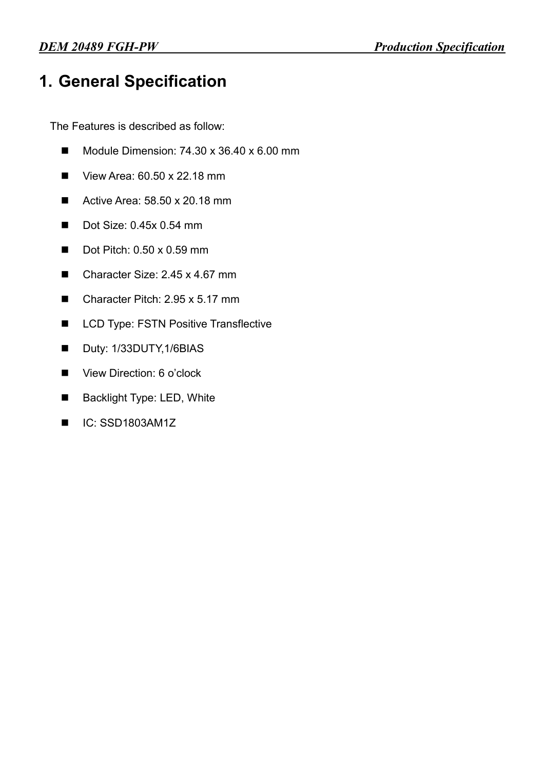# 1. General Specification

The Features is described as follow:

- Module Dimension: 74.30 x 36.40 x 6.00 mm
- View Area: 60.50 x 22.18 mm
- Active Area: 58.50 x 20.18 mm
- Dot Size: 0.45x 0.54 mm
- Dot Pitch: 0.50 x 0.59 mm
- Character Size: 2.45 x 4.67 mm
- Character Pitch: 2.95 x 5.17 mm
- LCD Type: FSTN Positive Transflective
- Duty: 1/33DUTY,1/6BIAS
- View Direction: 6 o'clock
- Backlight Type: LED, White
- IC: SSD1803AM1Z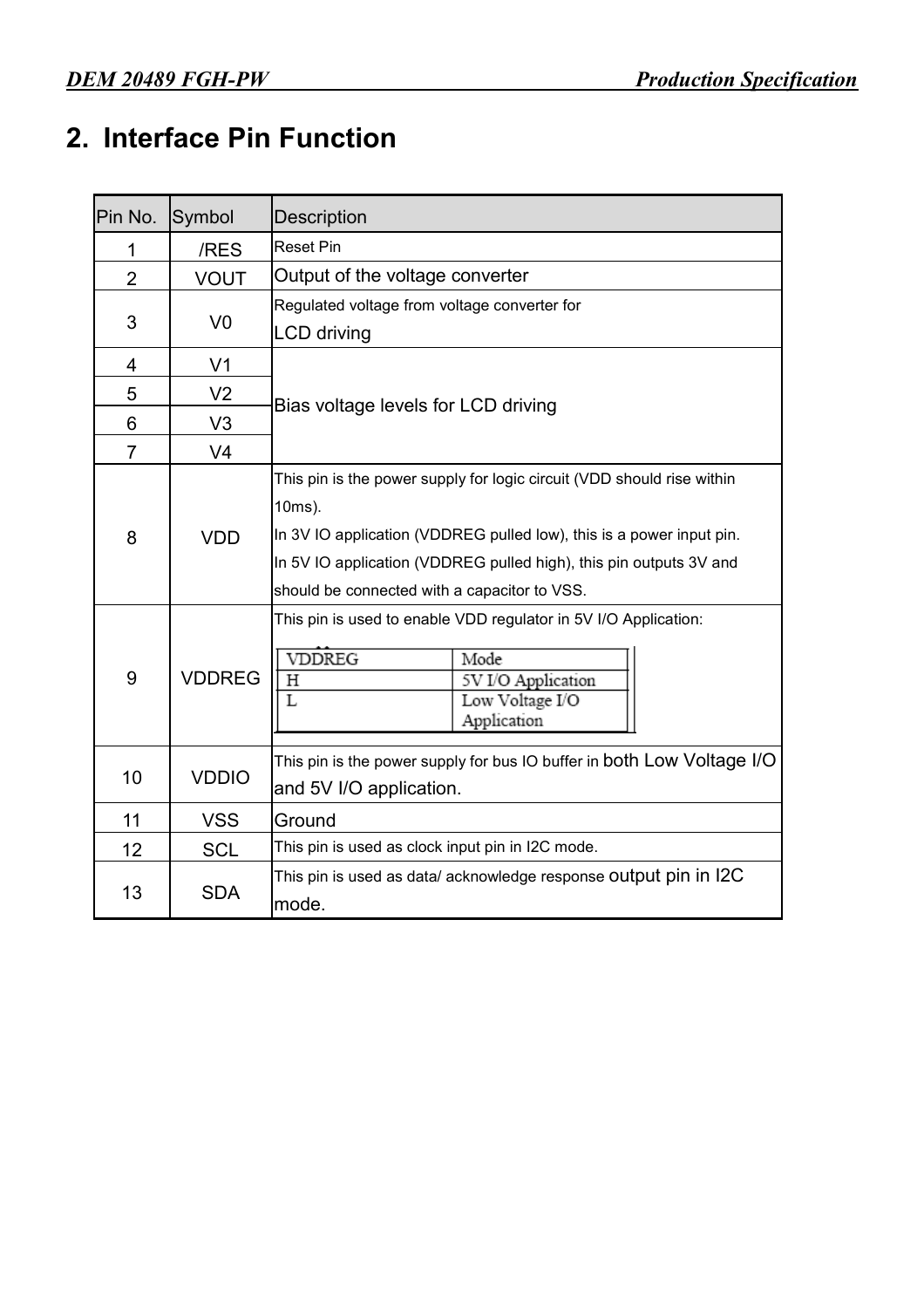## 2. Interface Pin Function

| Pin No. | Symbol | Description |
|---|---|---|
| 1 | /RES | Reset Pin |
| 2 | VOUT | Output of the voltage converter |
| 3 | V0 | Regulated voltage from voltage converter for LCD driving |
| 4 | V1 | Bias voltage levels for LCD driving |
| 5 | V2 | |
| 6 | V3 | |
| 7 | V4 | |
| 8 | VDD | This pin is the power supply for logic circuit (VDD should rise within 10ms).<br>In 3V IO application (VDDREG pulled low), this is a power input pin.<br>In 5V IO application (VDDREG pulled high), this pin outputs 3V and should be connected with a capacitor to VSS. |
| 9 | VDDREG | This pin is used to enable VDD regulator in 5V I/O Application:<br>VDDREG H: 5V I/O Application<br>VDDREG L: Low Voltage I/O Application |
| 10 | VDDIO | This pin is the power supply for bus IO buffer in both Low Voltage I/O and 5V I/O application. |
| 11 | VSS | Ground |
| 12 | SCL | This pin is used as clock input pin in I2C mode. |
| 13 | SDA | This pin is used as data/ acknowledge response output pin in I2C mode. |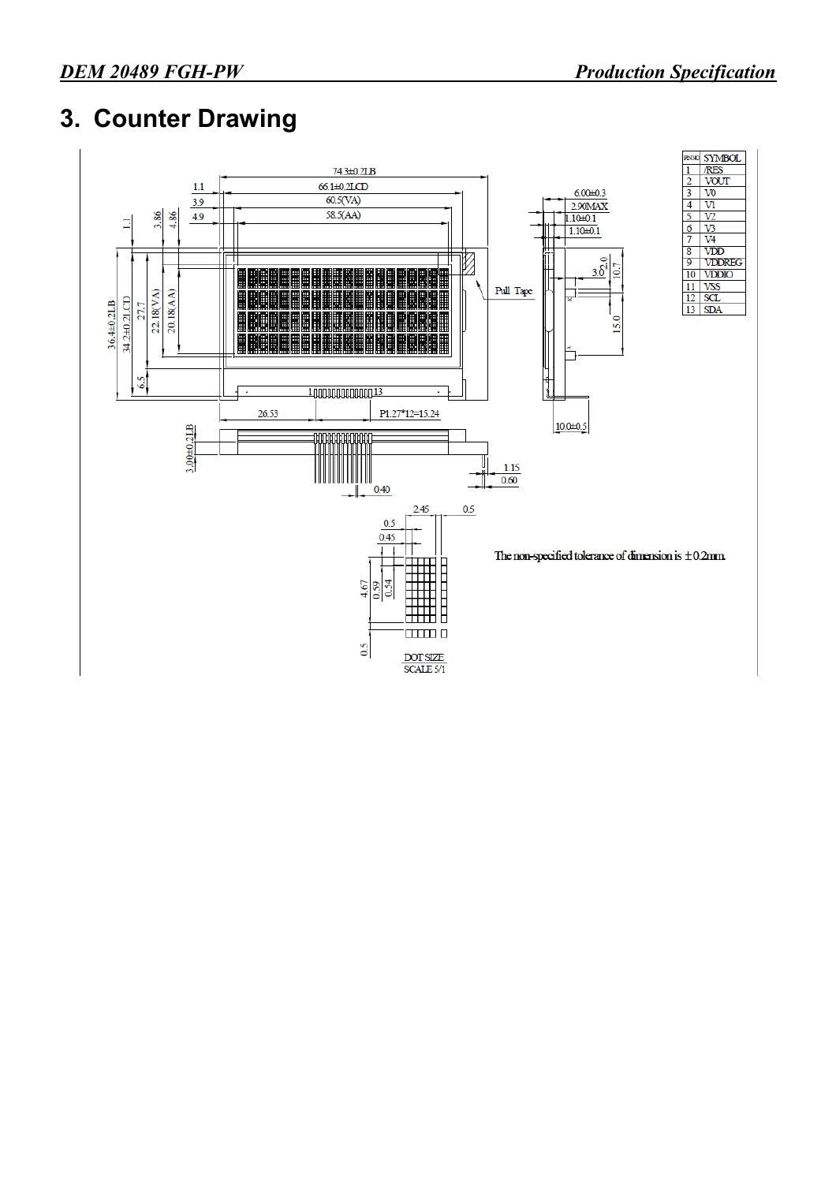# 3. Counter Drawing

| PIN NO | SYMBOL |
|---|---|
| 1 | /RES |
| 2 | VOUT |
| 3 | V0 |
| 4 | V1 |
| 5 | V2 |
| 6 | V3 |
| 7 | V4 |
| 8 | VDD |
| 9 | VDDREG |
| 10 | VDDIO |
| 11 | VSS |
| 12 | SCL |
| 13 | SDA |

74.3±0.2LB
66.1±0.2LCD
60.5(VA)
58.5(AA)
1.1
3.9
4.9
1.1
3.86
4.86
36.4±0.2LB
34.2±0.2LCD
27.7
22.18(VA)
20.18(AA)
6.5
26.53
P1.27*12=15.24
3.00±0.2LB
0.40
1.15
0.60
6.00±0.3
2.90MAX
1.10±0.1
1.10±0.1
3.0
2.0
0.7
15.0
10.0±0.5
Pull Tape

DOT SIZE
SCALE 5/1

2.45
0.5
0.5
0.45
4.67
0.59
0.54
0.5

The non-specified tolerance of dimension is ±0.2mm.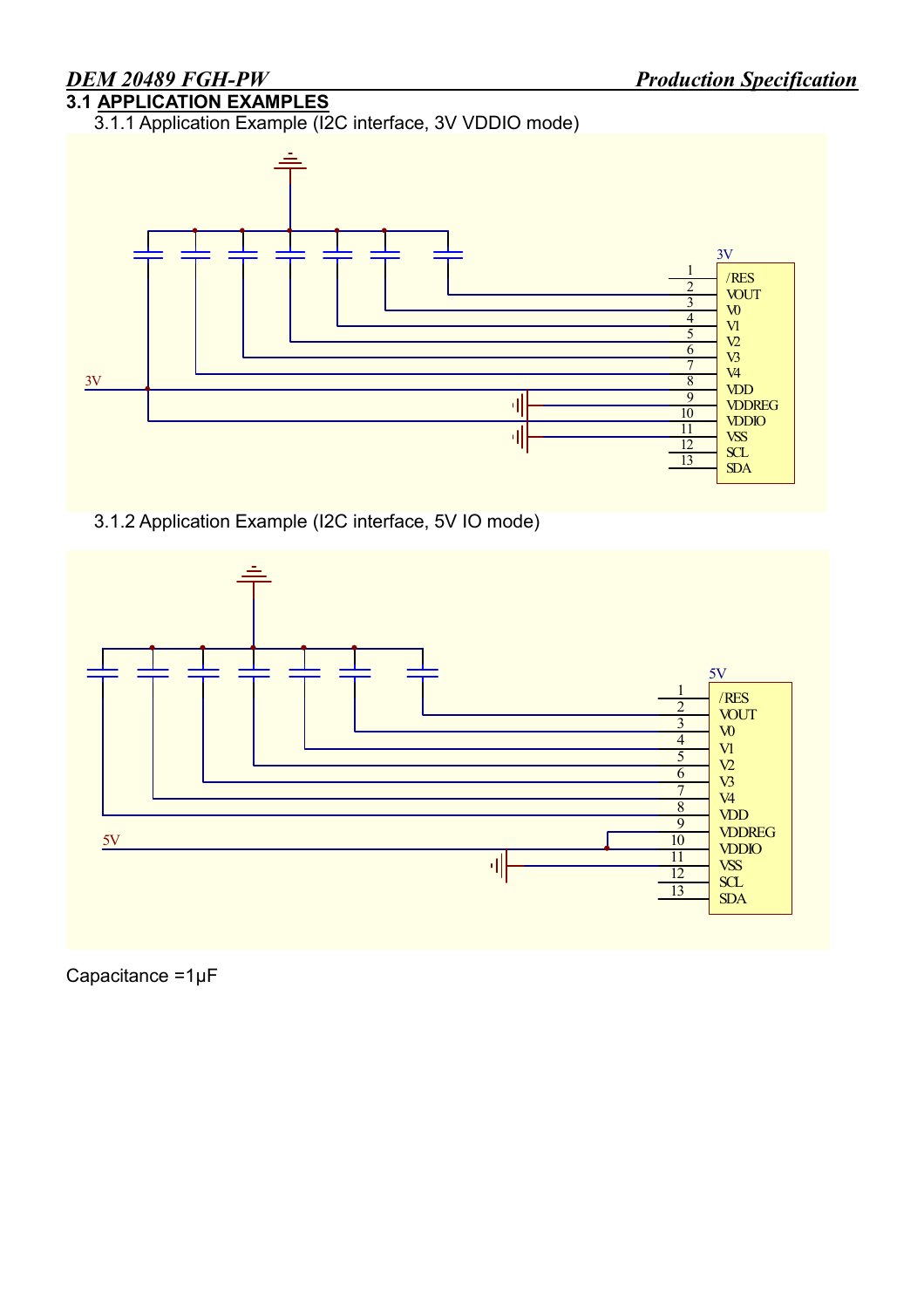## 3.1 APPLICATION EXAMPLES

3.1.1 Application Example (I2C interface, 3V VDDIO mode)

3V

| Pin | Name |
|---|---|
| 1 | /RES |
| 2 | VOUT |
| 3 | V0 |
| 4 | V1 |
| 5 | V2 |
| 6 | V3 |
| 7 | V4 |
| 8 | VDD |
| 9 | VDDREG |
| 10 | VDDIO |
| 11 | VSS |
| 12 | SCL |
| 13 | SDA |

3.1.2 Application Example (I2C interface, 5V IO mode)

5V

| Pin | Name |
|---|---|
| 1 | /RES |
| 2 | VOUT |
| 3 | V0 |
| 4 | V1 |
| 5 | V2 |
| 6 | V3 |
| 7 | V4 |
| 8 | VDD |
| 9 | VDDREG |
| 10 | VDDIO |
| 11 | VSS |
| 12 | SCL |
| 13 | SDA |

Capacitance =1μF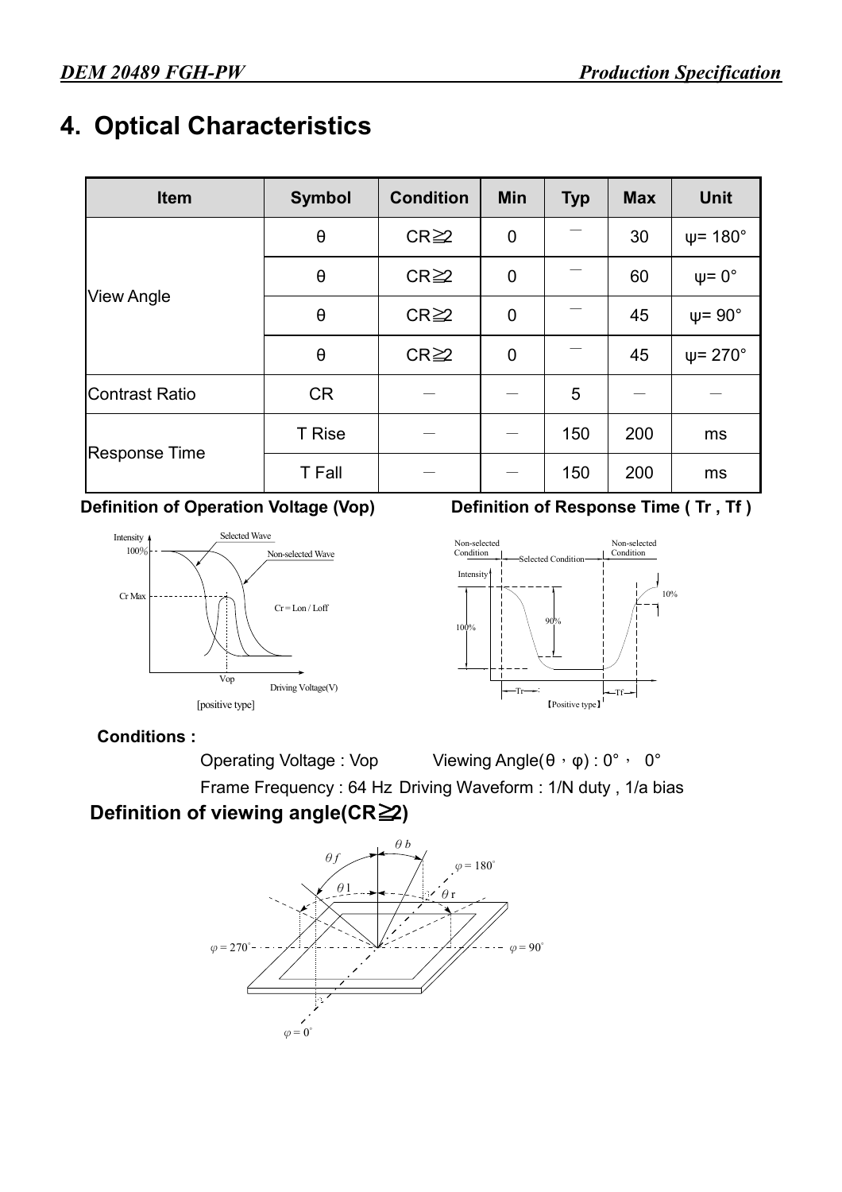# 4. Optical Characteristics

| Item | Symbol | Condition | Min | Typ | Max | Unit |
|---|---|---|---|---|---|---|
| View Angle | θ | CR≧2 | 0 | — | 30 | ψ= 180° |
| | θ | CR≧2 | 0 | — | 60 | ψ= 0° |
| | θ | CR≧2 | 0 | — | 45 | ψ= 90° |
| | θ | CR≧2 | 0 | — | 45 | ψ= 270° |
| Contrast Ratio | CR | — | — | 5 | — | — |
| Response Time | T Rise | — | — | 150 | 200 | ms |
| | T Fall | — | — | 150 | 200 | ms |

**Definition of Operation Voltage (Vop)**

**Definition of Response Time ( Tr , Tf )**

**Conditions :**

Operating Voltage : Vop　　　Viewing Angle(θ，φ) : 0°，0°

Frame Frequency : 64 Hz　Driving Waveform : 1/N duty , 1/a bias

**Definition of viewing angle(CR≧2)**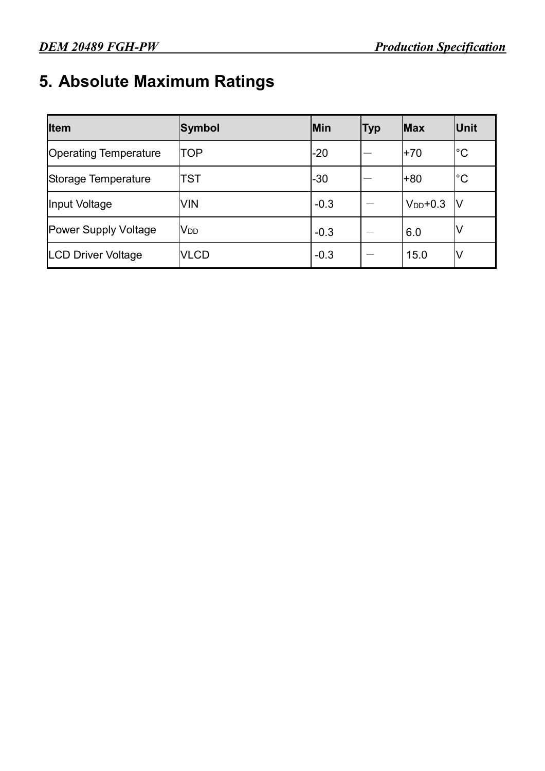# 5. Absolute Maximum Ratings

| Item | Symbol | Min | Typ | Max | Unit |
|---|---|---|---|---|---|
| Operating Temperature | TOP | -20 | — | +70 | °C |
| Storage Temperature | TST | -30 | — | +80 | °C |
| Input Voltage | VIN | -0.3 | — | $V_{DD}$+0.3 | V |
| Power Supply Voltage | $V_{DD}$ | -0.3 | — | 6.0 | V |
| LCD Driver Voltage | VLCD | -0.3 | — | 15.0 | V |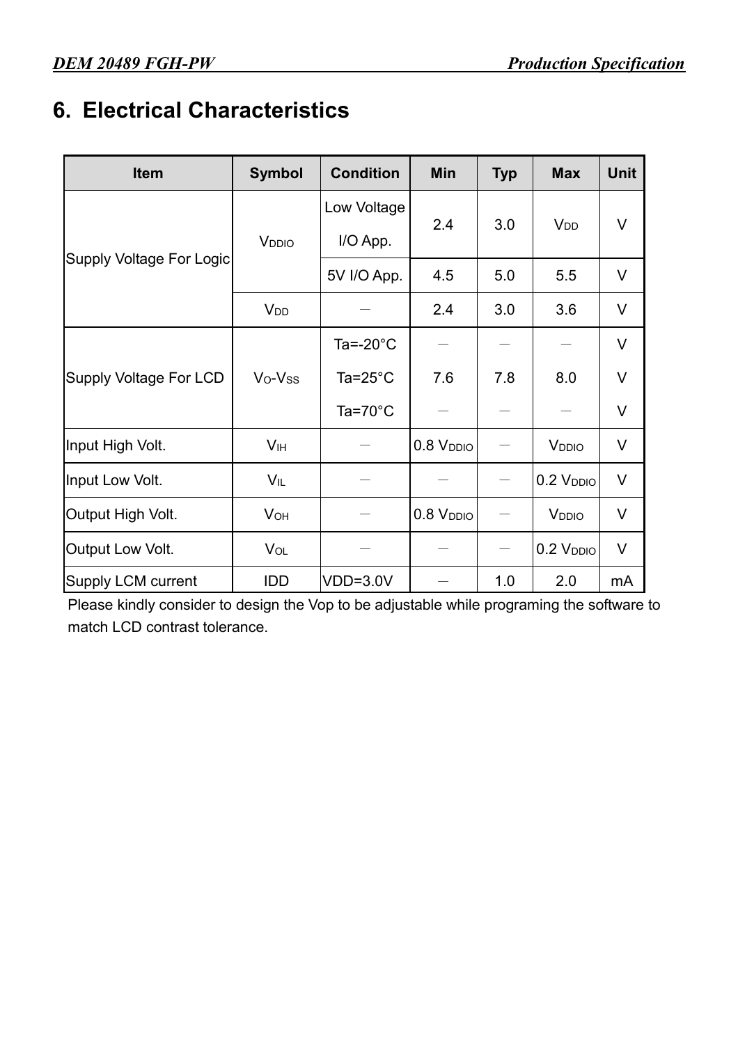# 6. Electrical Characteristics

| Item | Symbol | Condition | Min | Typ | Max | Unit |
|---|---|---|---|---|---|---|
| Supply Voltage For Logic | $V_{DDIO}$ | Low Voltage I/O App. | 2.4 | 3.0 | $V_{DD}$ | V |
| | | 5V I/O App. | 4.5 | 5.0 | 5.5 | V |
| | $V_{DD}$ | — | 2.4 | 3.0 | 3.6 | V |
| Supply Voltage For LCD | $V_O$-$V_{SS}$ | Ta=-20°C | — | — | — | V |
| | | Ta=25°C | 7.6 | 7.8 | 8.0 | V |
| | | Ta=70°C | — | — | — | V |
| Input High Volt. | $V_{IH}$ | — | 0.8 $V_{DDIO}$ | — | $V_{DDIO}$ | V |
| Input Low Volt. | $V_{IL}$ | — | — | — | 0.2 $V_{DDIO}$ | V |
| Output High Volt. | $V_{OH}$ | — | 0.8 $V_{DDIO}$ | — | $V_{DDIO}$ | V |
| Output Low Volt. | $V_{OL}$ | — | — | — | 0.2 $V_{DDIO}$ | V |
| Supply LCM current | IDD | VDD=3.0V | — | 1.0 | 2.0 | mA |

Please kindly consider to design the Vop to be adjustable while programing the software to match LCD contrast tolerance.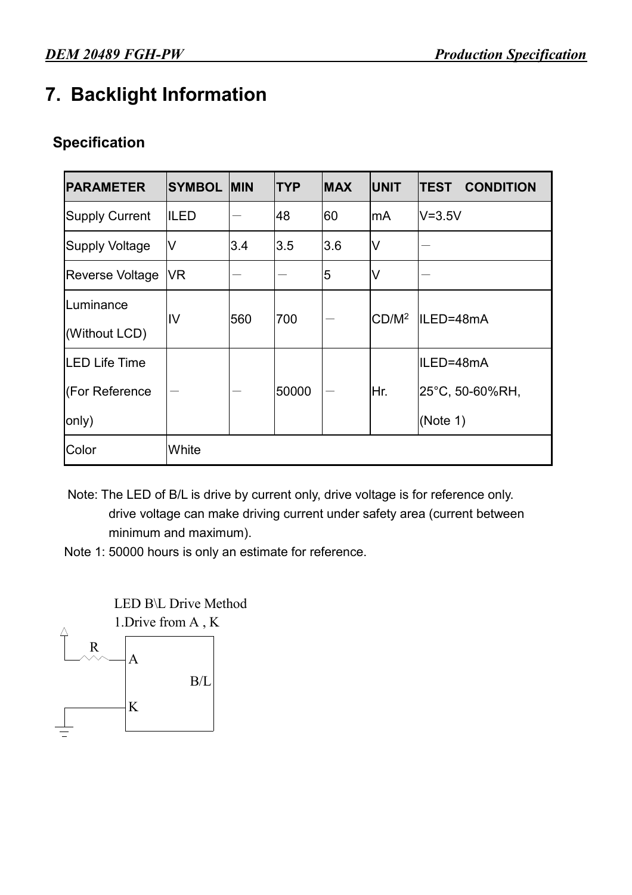# 7. Backlight Information

## Specification

| PARAMETER | SYMBOL | MIN | TYP | MAX | UNIT | TEST CONDITION |
|---|---|---|---|---|---|---|
| Supply Current | ILED | — | 48 | 60 | mA | V=3.5V |
| Supply Voltage | V | 3.4 | 3.5 | 3.6 | V | — |
| Reverse Voltage | VR | — | — | 5 | V | — |
| Luminance (Without LCD) | IV | 560 | 700 | — | $CD/M^2$ | ILED=48mA |
| LED Life Time (For Reference only) | — | — | 50000 | — | Hr. | ILED=48mA 25°C, 50-60%RH, (Note 1) |
| Color | White | | | | | |

Note: The LED of B/L is drive by current only, drive voltage is for reference only. drive voltage can make driving current under safety area (current between minimum and maximum).

Note 1: 50000 hours is only an estimate for reference.

LED B\L Drive Method

1.Drive from A , K

R

A

B/L

K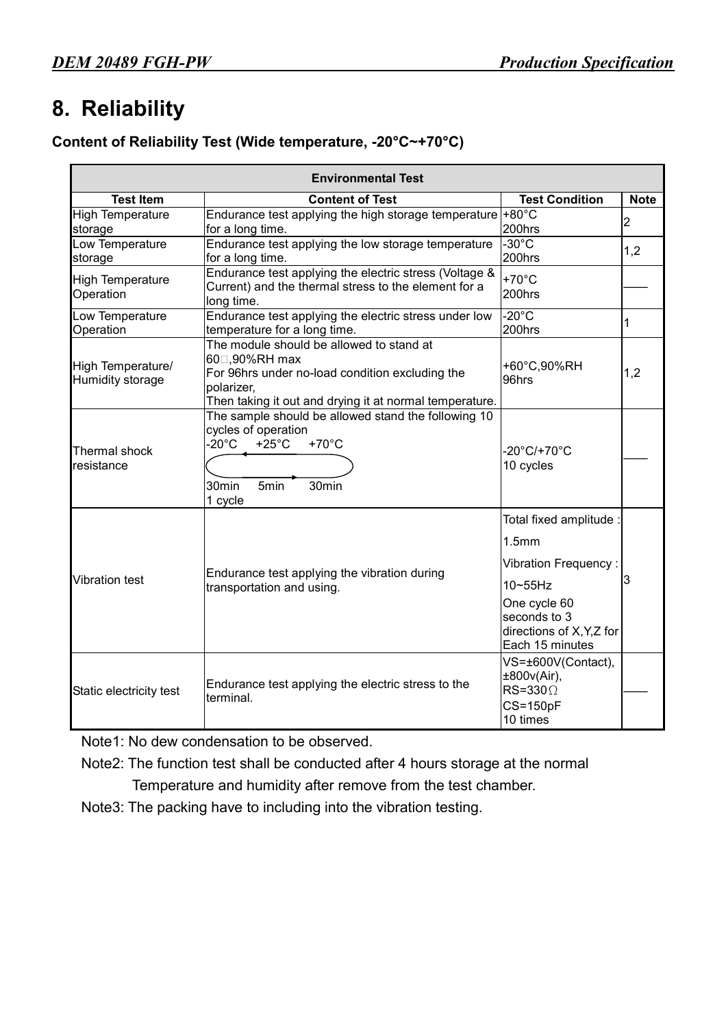# 8. Reliability

**Content of Reliability Test (Wide temperature, -20°C~+70°C)**

| Environmental Test | | | |
|---|---|---|---|
| **Test Item** | **Content of Test** | **Test Condition** | **Note** |
| High Temperature storage | Endurance test applying the high storage temperature for a long time. | +80°C 200hrs | 2 |
| Low Temperature storage | Endurance test applying the low storage temperature for a long time. | -30°C 200hrs | 1,2 |
| High Temperature Operation | Endurance test applying the electric stress (Voltage & Current) and the thermal stress to the element for a long time. | +70°C 200hrs | —— |
| Low Temperature Operation | Endurance test applying the electric stress under low temperature for a long time. | -20°C 200hrs | 1 |
| High Temperature/ Humidity storage | The module should be allowed to stand at 60□,90%RH max For 96hrs under no-load condition excluding the polarizer, Then taking it out and drying it at normal temperature. | +60°C,90%RH 96hrs | 1,2 |
| Thermal shock resistance | The sample should be allowed stand the following 10 cycles of operation -20°C +25°C +70°C 30min 5min 30min 1 cycle | -20°C/+70°C 10 cycles | —— |
| Vibration test | Endurance test applying the vibration during transportation and using. | Total fixed amplitude : 1.5mm Vibration Frequency : 10~55Hz One cycle 60 seconds to 3 directions of X,Y,Z for Each 15 minutes | 3 |
| Static electricity test | Endurance test applying the electric stress to the terminal. | VS=±600V(Contact), ±800v(Air), RS=330Ω CS=150pF 10 times | —— |

Note1: No dew condensation to be observed.

Note2: The function test shall be conducted after 4 hours storage at the normal Temperature and humidity after remove from the test chamber.

Note3: The packing have to including into the vibration testing.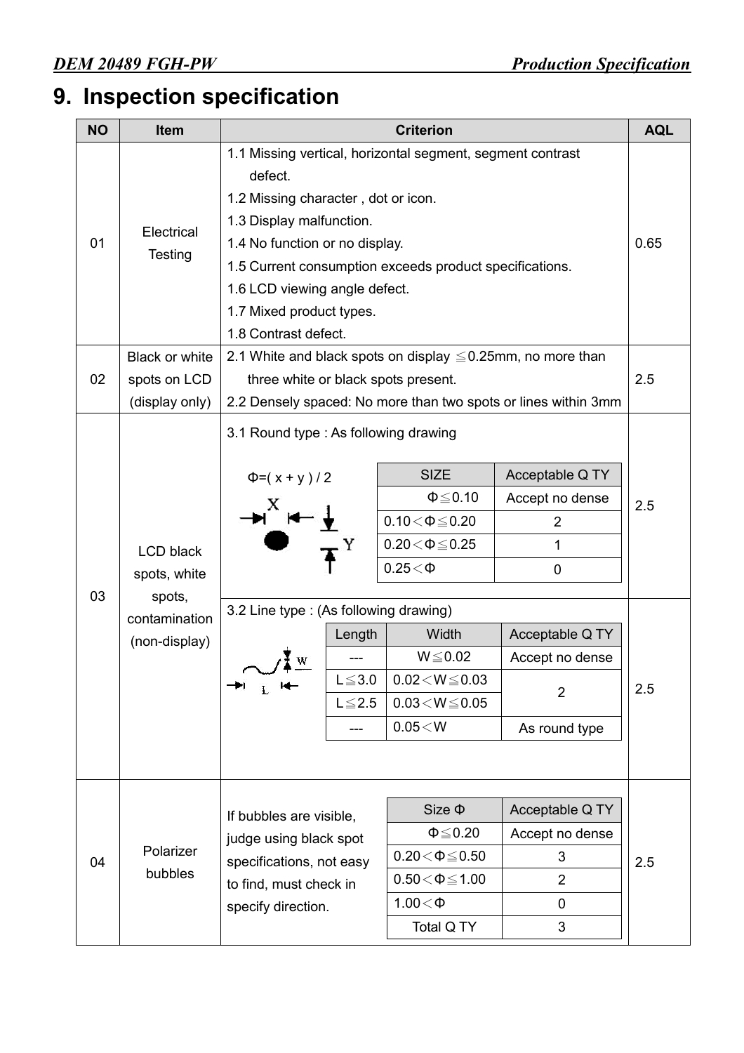# 9. Inspection specification

| NO | Item | Criterion | AQL |
|---|---|---|---|
| 01 | Electrical Testing | 1.1 Missing vertical, horizontal segment, segment contrast defect.<br>1.2 Missing character , dot or icon.<br>1.3 Display malfunction.<br>1.4 No function or no display.<br>1.5 Current consumption exceeds product specifications.<br>1.6 LCD viewing angle defect.<br>1.7 Mixed product types.<br>1.8 Contrast defect. | 0.65 |
| 02 | Black or white spots on LCD (display only) | 2.1 White and black spots on display ≦0.25mm, no more than three white or black spots present.<br>2.2 Densely spaced: No more than two spots or lines within 3mm | 2.5 |
| 03 | LCD black spots, white spots, contamination (non-display) | 3.1 Round type : As following drawing<br>Φ=( x + y ) / 2 | 2.5 |
| | | 3.2 Line type : (As following drawing) | 2.5 |
| 04 | Polarizer bubbles | If bubbles are visible, judge using black spot specifications, not easy to find, must check in specify direction. | 2.5 |

3.1 Round type:

| SIZE | Acceptable Q TY |
|---|---|
| Φ≦0.10 | Accept no dense |
| 0.10＜Φ≦0.20 | 2 |
| 0.20＜Φ≦0.25 | 1 |
| 0.25＜Φ | 0 |

3.2 Line type:

| Length | Width | Acceptable Q TY |
|---|---|---|
| --- | W≦0.02 | Accept no dense |
| L≦3.0 | 0.02＜W≦0.03 | 2 |
| L≦2.5 | 0.03＜W≦0.05 | |
| --- | 0.05＜W | As round type |

04 Polarizer bubbles:

| Size Φ | Acceptable Q TY |
|---|---|
| Φ≦0.20 | Accept no dense |
| 0.20＜Φ≦0.50 | 3 |
| 0.50＜Φ≦1.00 | 2 |
| 1.00＜Φ | 0 |
| Total Q TY | 3 |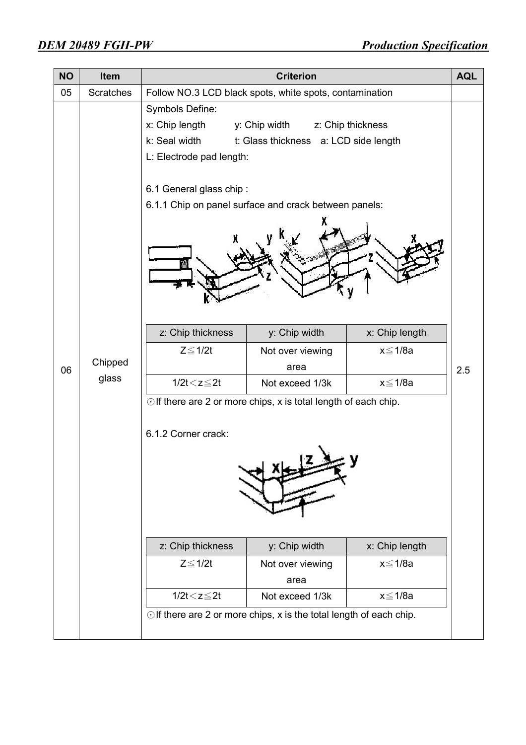| NO | Item | Criterion | AQL |
|---|---|---|---|
| 05 | Scratches | Follow NO.3 LCD black spots, white spots, contamination | |
| 06 | Chipped glass | Symbols Define:<br>x: Chip length y: Chip width z: Chip thickness<br>k: Seal width t: Glass thickness a: LCD side length<br>L: Electrode pad length:<br><br>6.1 General glass chip :<br>6.1.1 Chip on panel surface and crack between panels: | 2.5 |

**6.1.1 Chip on panel surface and crack between panels:**

| z: Chip thickness | y: Chip width | x: Chip length |
|---|---|---|
| Z≦1/2t | Not over viewing area | x≦1/8a |
| 1/2t＜z≦2t | Not exceed 1/3k | x≦1/8a |

⊙If there are 2 or more chips, x is total length of each chip.

**6.1.2 Corner crack:**

| z: Chip thickness | y: Chip width | x: Chip length |
|---|---|---|
| Z≦1/2t | Not over viewing area | x≦1/8a |
| 1/2t＜z≦2t | Not exceed 1/3k | x≦1/8a |

⊙If there are 2 or more chips, x is the total length of each chip.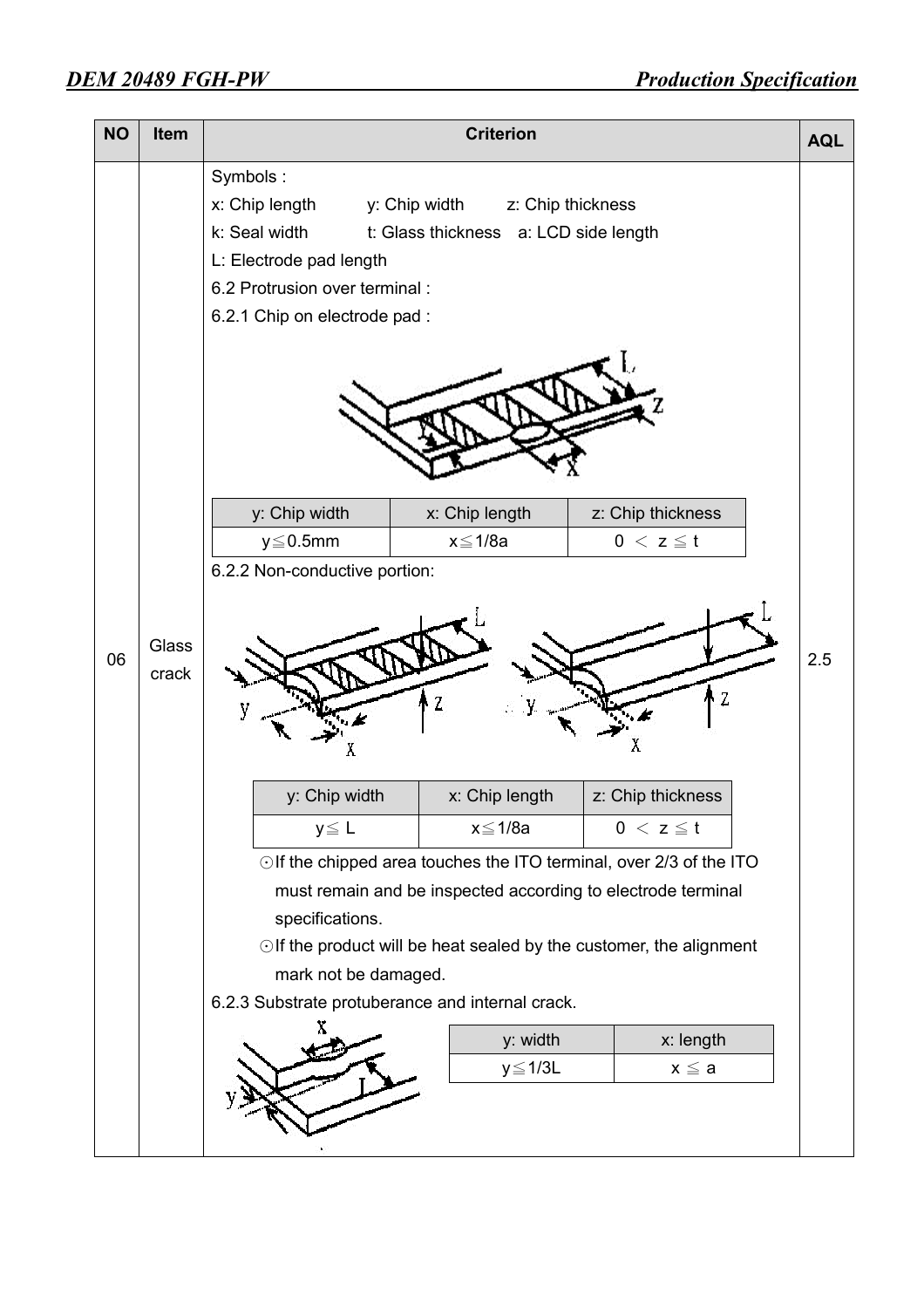| NO | Item | Criterion | AQL |
|---|---|---|---|
| 06 | Glass crack | Symbols :<br>x: Chip length y: Chip width z: Chip thickness<br>k: Seal width t: Glass thickness a: LCD side length<br>L: Electrode pad length<br>6.2 Protrusion over terminal :<br>6.2.1 Chip on electrode pad :<br><br>y: Chip width: y≦0.5mm; x: Chip length: x≦1/8a; z: Chip thickness: 0 ＜ z ≦ t<br><br>6.2.2 Non-conductive portion:<br><br>y: Chip width: y≦ L; x: Chip length: x≦1/8a; z: Chip thickness: 0 ＜ z ≦ t<br><br>⊙If the chipped area touches the ITO terminal, over 2/3 of the ITO must remain and be inspected according to electrode terminal specifications.<br>⊙If the product will be heat sealed by the customer, the alignment mark not be damaged.<br><br>6.2.3 Substrate protuberance and internal crack.<br><br>y: width: y≦1/3L; x: length: x ≦ a | 2.5 |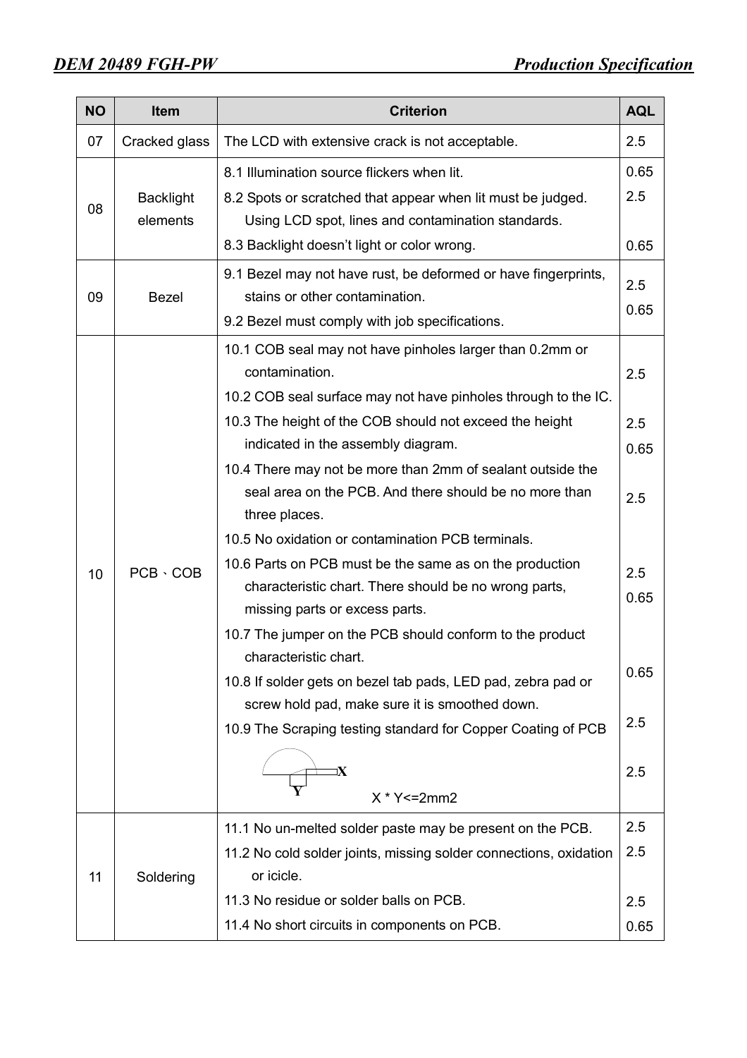| NO | Item | Criterion | AQL |
|---|---|---|---|
| 07 | Cracked glass | The LCD with extensive crack is not acceptable. | 2.5 |
| 08 | Backlight elements | 8.1 Illumination source flickers when lit.<br>8.2 Spots or scratched that appear when lit must be judged. Using LCD spot, lines and contamination standards.<br>8.3 Backlight doesn't light or color wrong. | 0.65<br>2.5<br><br>0.65 |
| 09 | Bezel | 9.1 Bezel may not have rust, be deformed or have fingerprints, stains or other contamination.<br>9.2 Bezel must comply with job specifications. | 2.5<br>0.65 |
| 10 | PCB、COB | 10.1 COB seal may not have pinholes larger than 0.2mm or contamination.<br>10.2 COB seal surface may not have pinholes through to the IC.<br>10.3 The height of the COB should not exceed the height indicated in the assembly diagram.<br>10.4 There may not be more than 2mm of sealant outside the seal area on the PCB. And there should be no more than three places.<br>10.5 No oxidation or contamination PCB terminals.<br>10.6 Parts on PCB must be the same as on the production characteristic chart. There should be no wrong parts, missing parts or excess parts.<br>10.7 The jumper on the PCB should conform to the product characteristic chart.<br>10.8 If solder gets on bezel tab pads, LED pad, zebra pad or screw hold pad, make sure it is smoothed down.<br>10.9 The Scraping testing standard for Copper Coating of PCB<br>X Y<br>X * Y<=2mm2 | 2.5<br>2.5<br>0.65<br>2.5<br>2.5<br>0.65<br>0.65<br>2.5<br>2.5 |
| 11 | Soldering | 11.1 No un-melted solder paste may be present on the PCB.<br>11.2 No cold solder joints, missing solder connections, oxidation or icicle.<br>11.3 No residue or solder balls on PCB.<br>11.4 No short circuits in components on PCB. | 2.5<br>2.5<br><br>2.5<br>0.65 |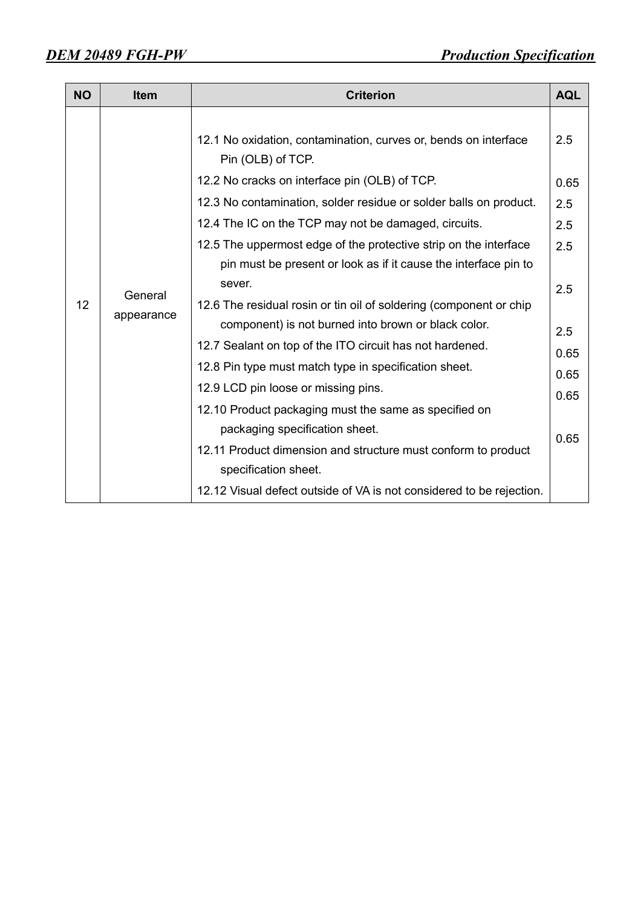| NO | Item | Criterion | AQL |
|---|---|---|---|
| 12 | General appearance | 12.1 No oxidation, contamination, curves or, bends on interface Pin (OLB) of TCP. | 2.5 |
| | | 12.2 No cracks on interface pin (OLB) of TCP. | 0.65 |
| | | 12.3 No contamination, solder residue or solder balls on product. | 2.5 |
| | | 12.4 The IC on the TCP may not be damaged, circuits. | 2.5 |
| | | 12.5 The uppermost edge of the protective strip on the interface pin must be present or look as if it cause the interface pin to sever. | 2.5 |
| | | 12.6 The residual rosin or tin oil of soldering (component or chip component) is not burned into brown or black color. | 2.5 |
| | | 12.7 Sealant on top of the ITO circuit has not hardened. | 2.5 |
| | | 12.8 Pin type must match type in specification sheet. | 0.65 |
| | | 12.9 LCD pin loose or missing pins. | 0.65 |
| | | 12.10 Product packaging must the same as specified on packaging specification sheet. | 0.65 |
| | | 12.11 Product dimension and structure must conform to product specification sheet. | 0.65 |
| | | 12.12 Visual defect outside of VA is not considered to be rejection. | |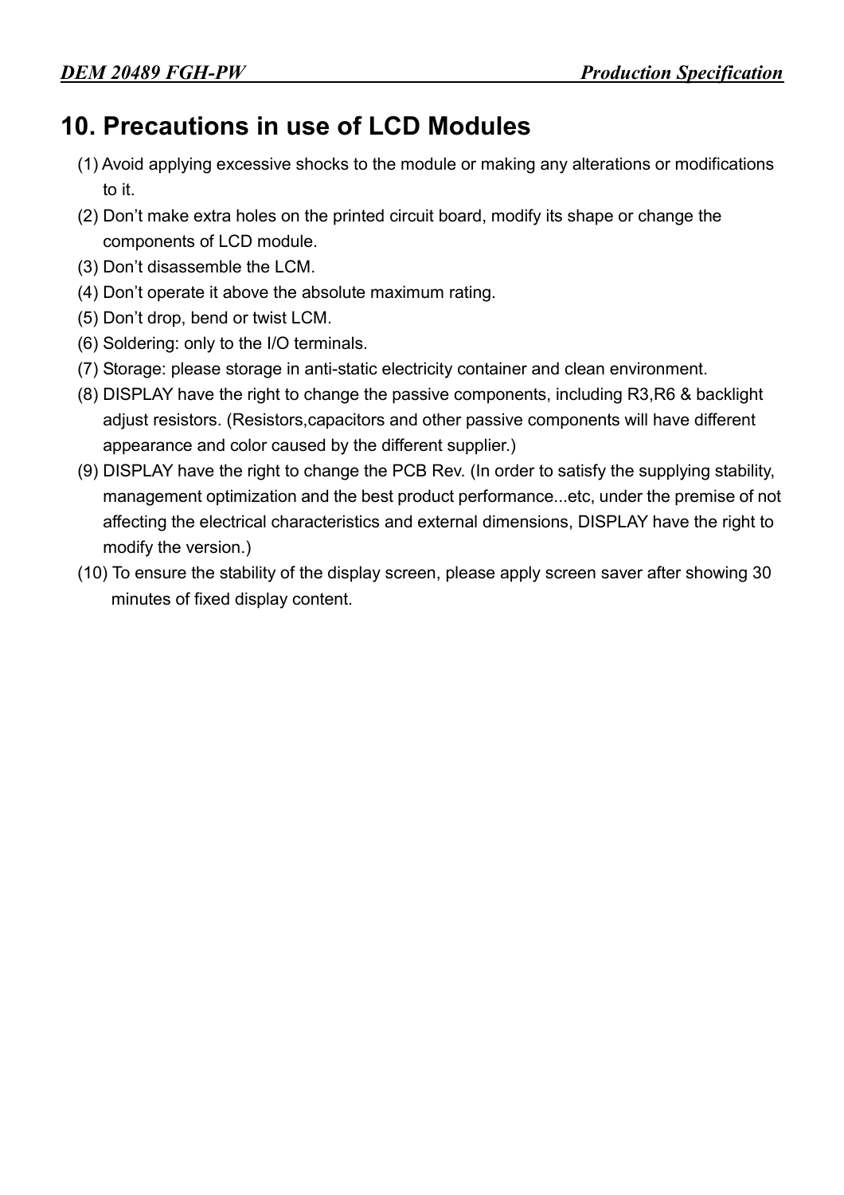# 10. Precautions in use of LCD Modules

(1) Avoid applying excessive shocks to the module or making any alterations or modifications to it.

(2) Don't make extra holes on the printed circuit board, modify its shape or change the components of LCD module.

(3) Don't disassemble the LCM.

(4) Don't operate it above the absolute maximum rating.

(5) Don't drop, bend or twist LCM.

(6) Soldering: only to the I/O terminals.

(7) Storage: please storage in anti-static electricity container and clean environment.

(8) DISPLAY have the right to change the passive components, including R3,R6 & backlight adjust resistors. (Resistors,capacitors and other passive components will have different appearance and color caused by the different supplier.)

(9) DISPLAY have the right to change the PCB Rev. (In order to satisfy the supplying stability, management optimization and the best product performance...etc, under the premise of not affecting the electrical characteristics and external dimensions, DISPLAY have the right to modify the version.)

(10) To ensure the stability of the display screen, please apply screen saver after showing 30 minutes of fixed display content.